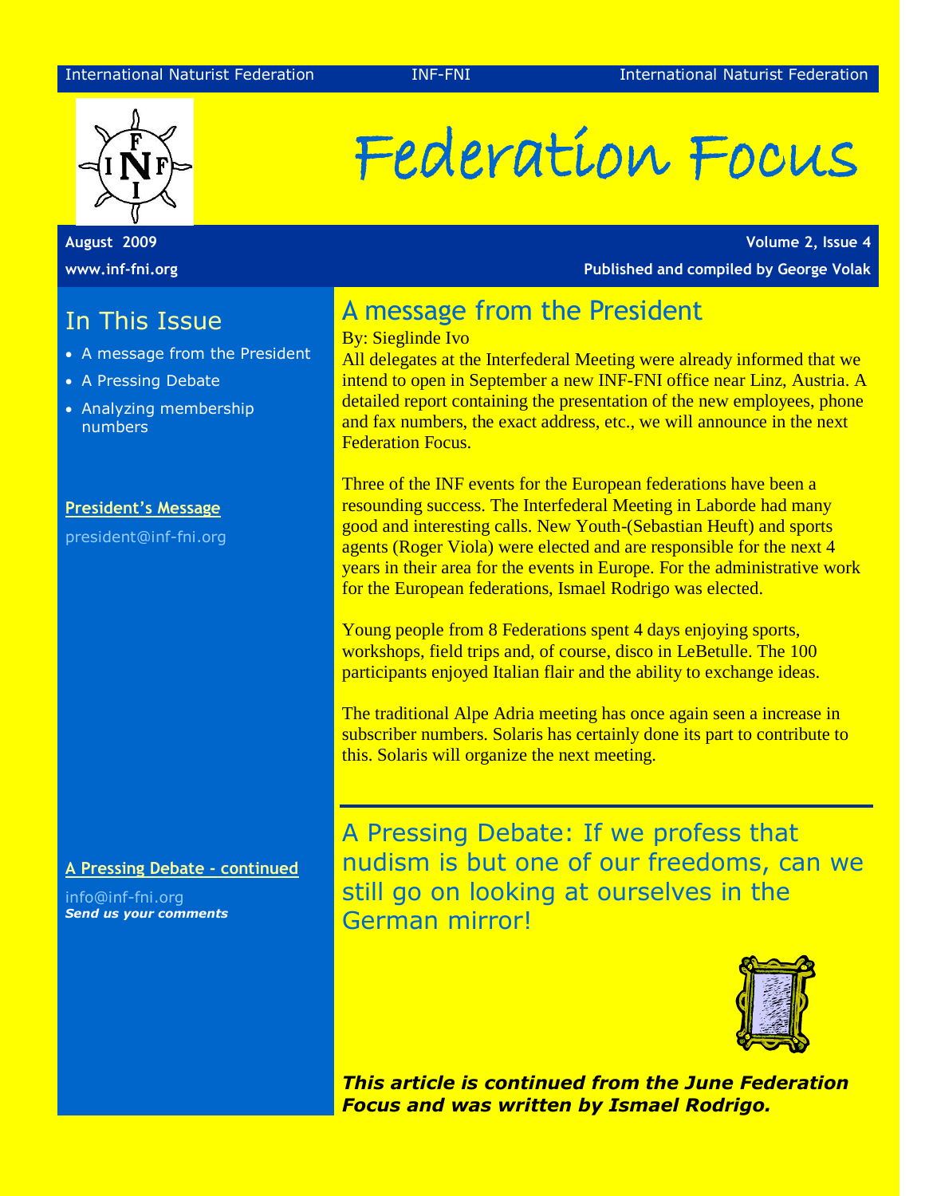# Federation Focus

International Naturist Federation — INF-FNI

**August 2009** — **Volume 2, Issue 4**

**www.inf-fni.org** — **Published and compiled by George Volak**

## In This Issue

- A message from the President
- A Pressing Debate
- Analyzing membership numbers

**President's Message**

president@inf-fni.org

**A Pressing Debate - continued**

info@inf-fni.org

***Send us your comments***

## A message from the President

By: Sieglinde Ivo

All delegates at the Interfederal Meeting were already informed that we intend to open in September a new INF-FNI office near Linz, Austria. A detailed report containing the presentation of the new employees, phone and fax numbers, the exact address, etc., we will announce in the next Federation Focus.

Three of the INF events for the European federations have been a resounding success. The Interfederal Meeting in Laborde had many good and interesting calls. New Youth-(Sebastian Heuft) and sports agents (Roger Viola) were elected and are responsible for the next 4 years in their area for the events in Europe. For the administrative work for the European federations, Ismael Rodrigo was elected.

Young people from 8 Federations spent 4 days enjoying sports, workshops, field trips and, of course, disco in LeBetulle. The 100 participants enjoyed Italian flair and the ability to exchange ideas.

The traditional Alpe Adria meeting has once again seen a increase in subscriber numbers. Solaris has certainly done its part to contribute to this. Solaris will organize the next meeting.

## A Pressing Debate: If we profess that nudism is but one of our freedoms, can we still go on looking at ourselves in the German mirror!

***This article is continued from the June Federation Focus and was written by Ismael Rodrigo.***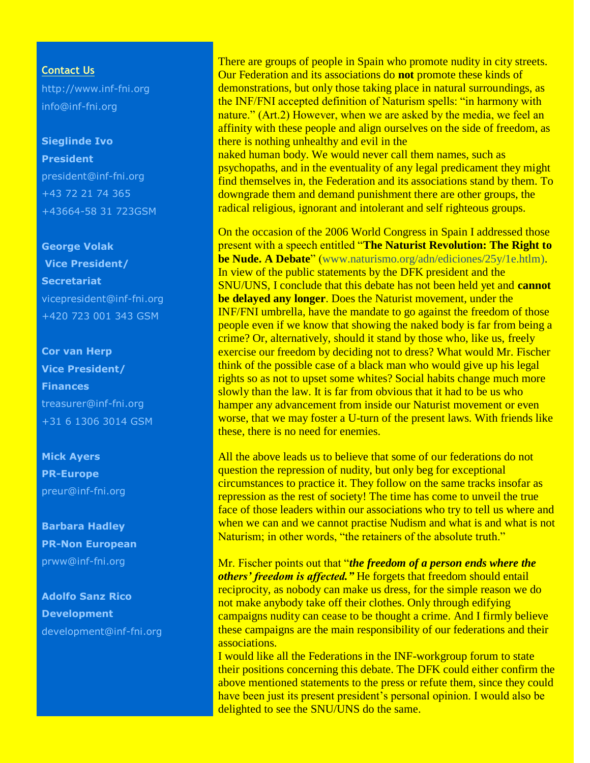## Contact Us

http://www.inf-fni.org
info@inf-fni.org

**Sieglinde Ivo**
**President**
president@inf-fni.org
+43 72 21 74 365
+43664-58 31 723GSM

**George Volak**
**Vice President/ Secretariat**
vicepresident@inf-fni.org
+420 723 001 343 GSM

**Cor van Herp**
**Vice President/ Finances**
treasurer@inf-fni.org
+31 6 1306 3014 GSM

**Mick Ayers**
**PR-Europe**
preur@inf-fni.org

**Barbara Hadley**
**PR-Non European**
prww@inf-fni.org

**Adolfo Sanz Rico**
**Development**
development@inf-fni.org

There are groups of people in Spain who promote nudity in city streets. Our Federation and its associations do **not** promote these kinds of demonstrations, but only those taking place in natural surroundings, as the INF/FNI accepted definition of Naturism spells: "in harmony with nature." (Art.2) However, when we are asked by the media, we feel an affinity with these people and align ourselves on the side of freedom, as there is nothing unhealthy and evil in the naked human body. We would never call them names, such as psychopaths, and in the eventuality of any legal predicament they might find themselves in, the Federation and its associations stand by them. To downgrade them and demand punishment there are other groups, the radical religious, ignorant and intolerant and self righteous groups.

On the occasion of the 2006 World Congress in Spain I addressed those present with a speech entitled "**The Naturist Revolution: The Right to be Nude. A Debate**" (www.naturismo.org/adn/ediciones/25y/1e.htlm). In view of the public statements by the DFK president and the SNU/UNS, I conclude that this debate has not been held yet and **cannot be delayed any longer**. Does the Naturist movement, under the INF/FNI umbrella, have the mandate to go against the freedom of those people even if we know that showing the naked body is far from being a crime? Or, alternatively, should it stand by those who, like us, freely exercise our freedom by deciding not to dress? What would Mr. Fischer think of the possible case of a black man who would give up his legal rights so as not to upset some whites? Social habits change much more slowly than the law. It is far from obvious that it had to be us who hamper any advancement from inside our Naturist movement or even worse, that we may foster a U-turn of the present laws. With friends like these, there is no need for enemies.

All the above leads us to believe that some of our federations do not question the repression of nudity, but only beg for exceptional circumstances to practice it. They follow on the same tracks insofar as repression as the rest of society! The time has come to unveil the true face of those leaders within our associations who try to tell us where and when we can and we cannot practise Nudism and what is and what is not Naturism; in other words, "the retainers of the absolute truth."

Mr. Fischer points out that "***the freedom of a person ends where the others' freedom is affected."*** He forgets that freedom should entail reciprocity, as nobody can make us dress, for the simple reason we do not make anybody take off their clothes. Only through edifying campaigns nudity can cease to be thought a crime. And I firmly believe these campaigns are the main responsibility of our federations and their associations.

I would like all the Federations in the INF-workgroup forum to state their positions concerning this debate. The DFK could either confirm the above mentioned statements to the press or refute them, since they could have been just its present president's personal opinion. I would also be delighted to see the SNU/UNS do the same.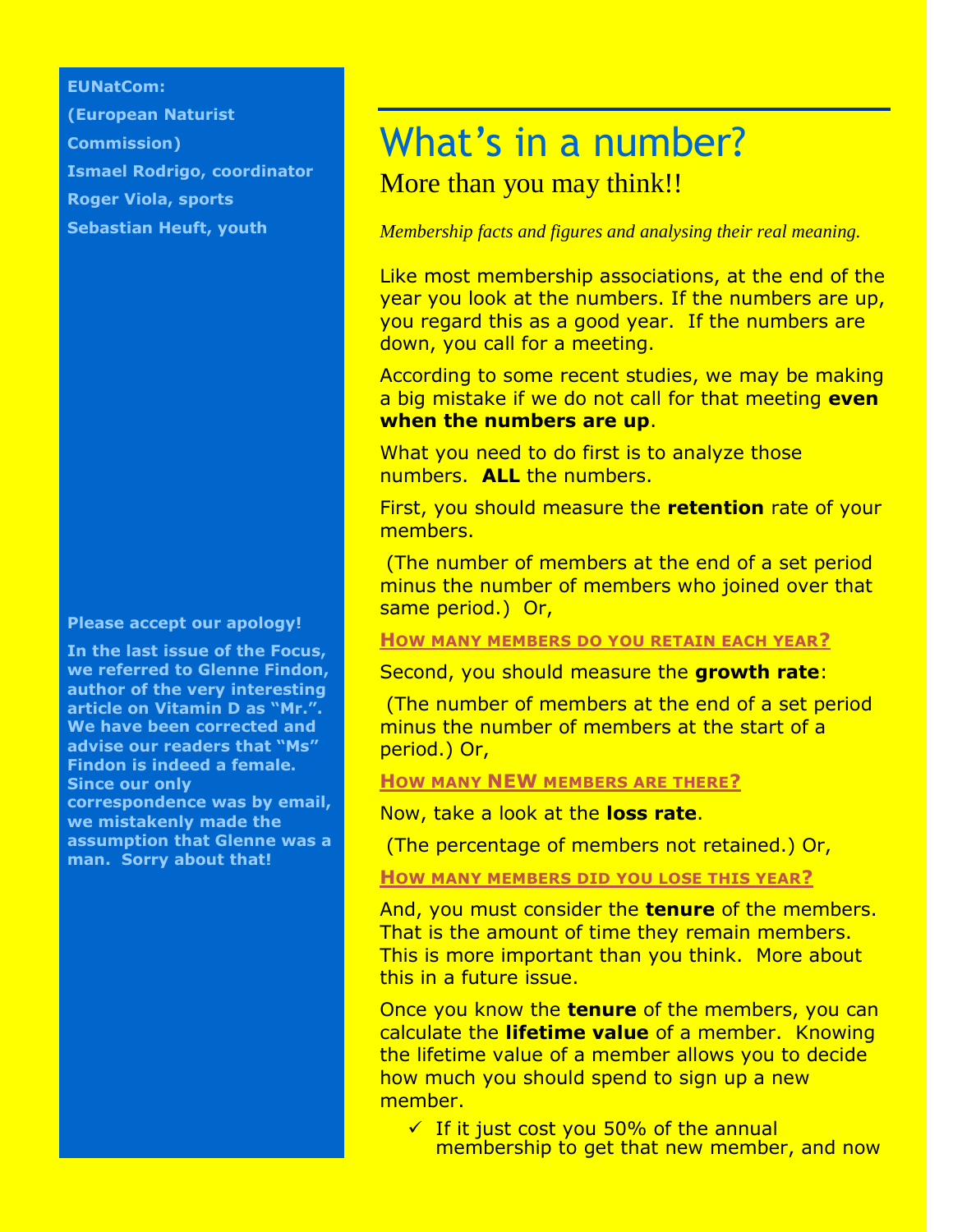**EUNatCom:**

**(European Naturist Commission)**

**Ismael Rodrigo, coordinator**

**Roger Viola, sports**

**Sebastian Heuft, youth**

**Please accept our apology!**

**In the last issue of the Focus, we referred to Glenne Findon, author of the very interesting article on Vitamin D as "Mr.". We have been corrected and advise our readers that "Ms" Findon is indeed a female. Since our only correspondence was by email, we mistakenly made the assumption that Glenne was a man. Sorry about that!**

# What's in a number?

## More than you may think!!

*Membership facts and figures and analysing their real meaning.*

Like most membership associations, at the end of the year you look at the numbers. If the numbers are up, you regard this as a good year. If the numbers are down, you call for a meeting.

According to some recent studies, we may be making a big mistake if we do not call for that meeting **even when the numbers are up**.

What you need to do first is to analyze those numbers. **ALL** the numbers.

First, you should measure the **retention** rate of your members.

(The number of members at the end of a set period minus the number of members who joined over that same period.) Or,

**HOW MANY MEMBERS DO YOU RETAIN EACH YEAR?**

Second, you should measure the **growth rate**:

(The number of members at the end of a set period minus the number of members at the start of a period.) Or,

**HOW MANY NEW MEMBERS ARE THERE?**

Now, take a look at the **loss rate**.

(The percentage of members not retained.) Or,

**HOW MANY MEMBERS DID YOU LOSE THIS YEAR?**

And, you must consider the **tenure** of the members. That is the amount of time they remain members. This is more important than you think. More about this in a future issue.

Once you know the **tenure** of the members, you can calculate the **lifetime value** of a member. Knowing the lifetime value of a member allows you to decide how much you should spend to sign up a new member.

- ✓ If it just cost you 50% of the annual membership to get that new member, and now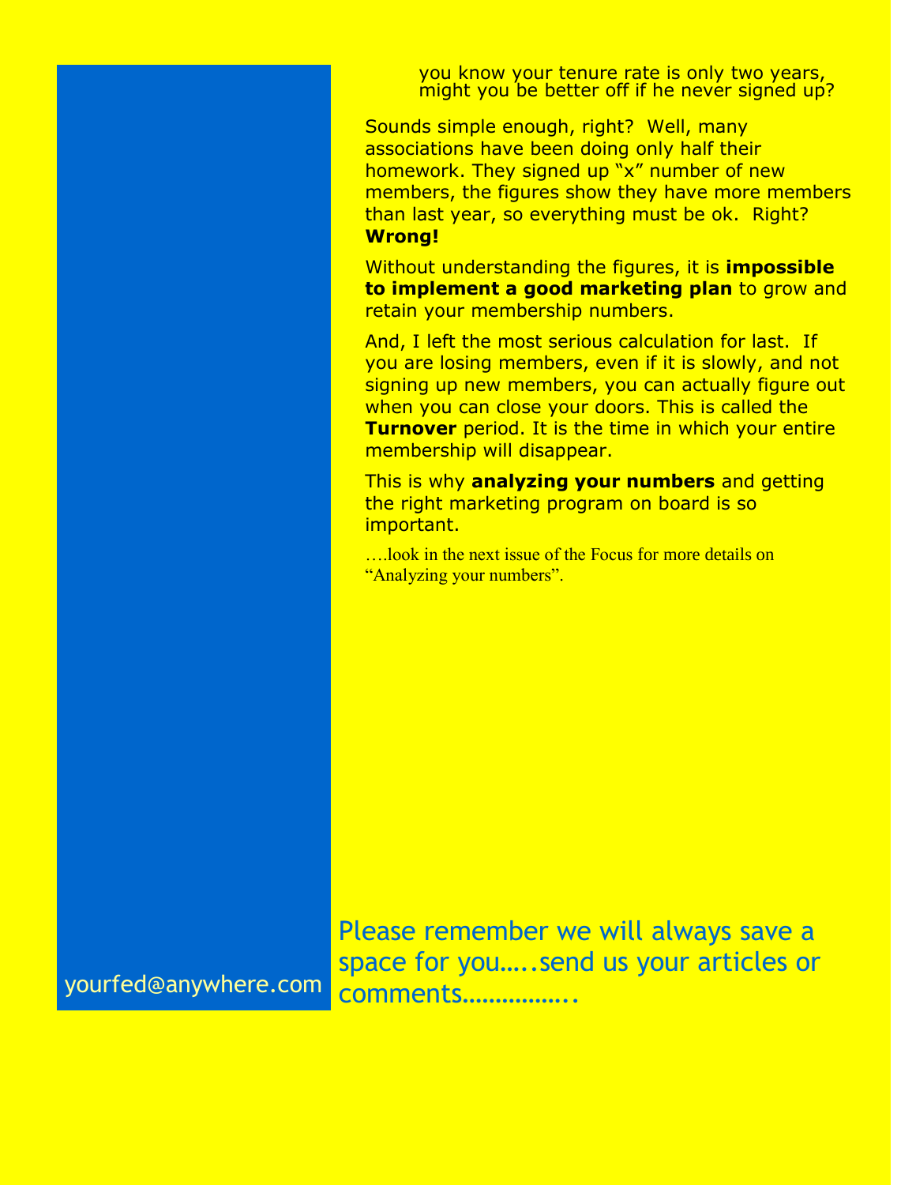you know your tenure rate is only two years, might you be better off if he never signed up?

Sounds simple enough, right? Well, many associations have been doing only half their homework. They signed up "x" number of new members, the figures show they have more members than last year, so everything must be ok. Right? **Wrong!**

Without understanding the figures, it is **impossible to implement a good marketing plan** to grow and retain your membership numbers.

And, I left the most serious calculation for last. If you are losing members, even if it is slowly, and not signing up new members, you can actually figure out when you can close your doors. This is called the **Turnover** period. It is the time in which your entire membership will disappear.

This is why **analyzing your numbers** and getting the right marketing program on board is so important.

….look in the next issue of the Focus for more details on "Analyzing your numbers".

yourfed@anywhere.com

Please remember we will always save a space for you…..send us your articles or comments……………..